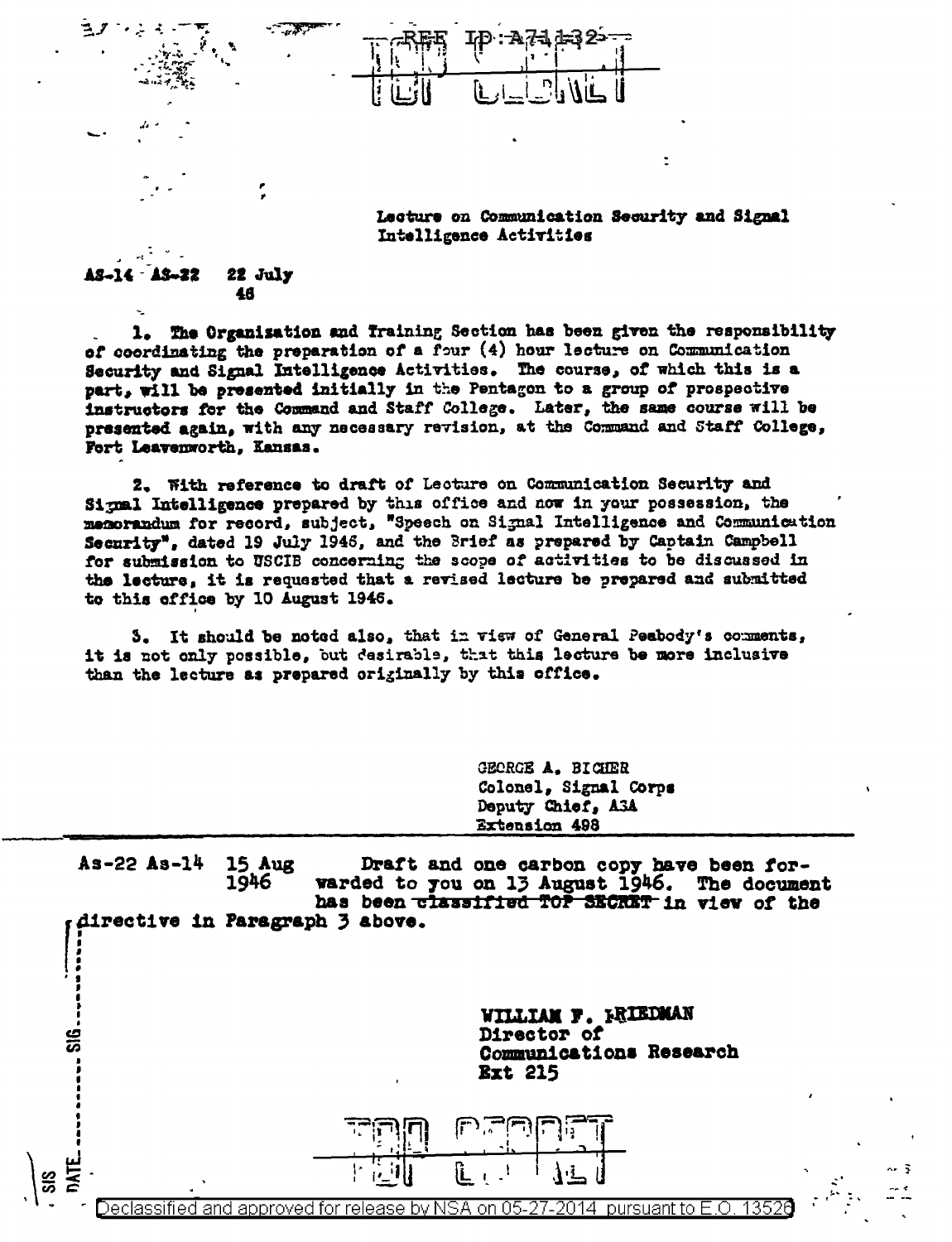REF ID:A71432

TOP SECRET

Lecture on Communication Security and Signal Intelligence Activities

AS-14 AS-22 22 July 46

1. The Organization and Training Section has been given the responsibility of coordinating the preparation of a four (4) hour lecture on Communication Security and Signal Intelligence Activities. The course, of which this is a part, will be presented initially in the Pentagon to a group of prospective instructors for the Command and Staff College. Later, the same course will be presented again, with any necessary revision, at the Command and Staff College, Fort Leavenworth, Kansas.

2. With reference to draft of Lecture on Communication Security and Signal Intelligence prepared by this office and now in your possession, the memorandum for record, subject, "Speech on Signal Intelligence and Communication Security", dated 19 July 1946, and the Brief as prepared by Captain Campbell for submission to USCIB concerning the scope of activities to be discussed in the lecture, it is requested that a revised lecture be prepared and submitted to this office by 10 August 1946.

3. It should be noted also, that in view of General Peabody's comments, it is not only possible, but desirable, that this lecture be more inclusive than the lecture as prepared originally by this office.

GEORGE A. BICHER
Colonel, Signal Corps
Deputy Chief, ASA
Extension 498

As-22 As-14 15 Aug 1946 Draft and one carbon copy have been forwarded to you on 13 August 1946. The document has been ~~classified TOP SECRET~~ in view of the directive in Paragraph 3 above.

WILLIAM F. FRIEDMAN
Director of
Communications Research
Ext 215

TOP SECRET

SIG. DATE SIS

Declassified and approved for release by NSA on 05-27-2014 pursuant to E.O. 13526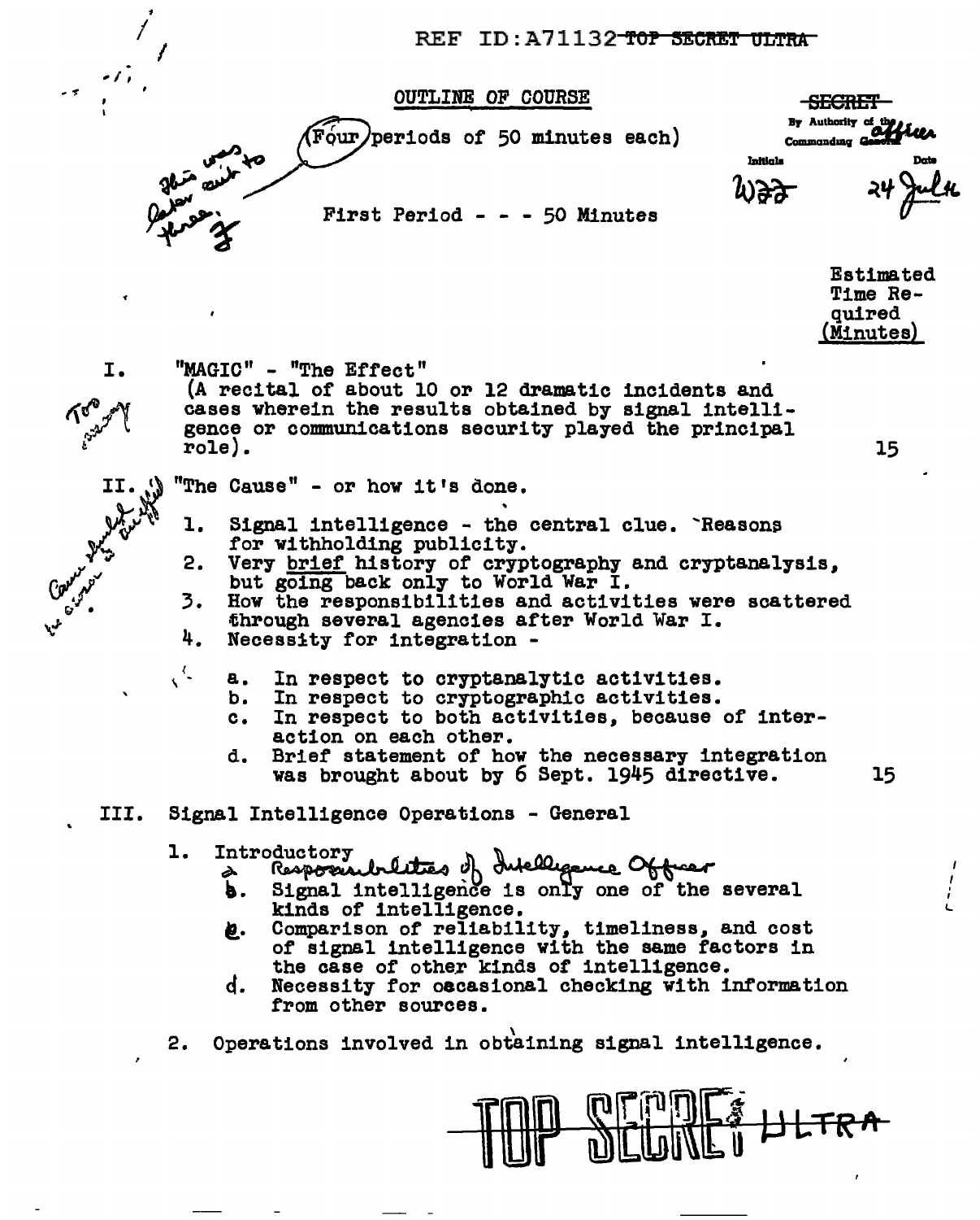REF ID:A71132 ~~TOP SECRET ULTRA~~

## OUTLINE OF COURSE

~~SECRET~~
By Authority of the Commanding Officer
Initials: WFF   Date: 24 Jul 46

(Four periods of 50 minutes each)

*This was later cut to three. F*

### First Period - - - 50 Minutes

Estimated Time Required (Minutes)

I. "MAGIC" - "The Effect" (A recital of about 10 or 12 dramatic incidents and cases wherein the results obtained by signal intelligence or communications security played the principal role). — 15

*Too many*

II. "The Cause" - or how it's done.

*Cause should be unified*

1. Signal intelligence - the central clue. Reasons for withholding publicity.
2. Very brief history of cryptography and cryptanalysis, but going back only to World War I.
3. How the responsibilities and activities were scattered through several agencies after World War I.
4. Necessity for integration -
   a. In respect to cryptanalytic activities.
   b. In respect to cryptographic activities.
   c. In respect to both activities, because of interaction on each other.
   d. Brief statement of how the necessary integration was brought about by 6 Sept. 1945 directive. — 15

III. Signal Intelligence Operations - General

1. Introductory
   a. *Responsibilities of Intelligence Officer*
   b. Signal intelligence is only one of the several kinds of intelligence.
   c. Comparison of reliability, timeliness, and cost of signal intelligence with the same factors in the case of other kinds of intelligence.
   d. Necessity for occasional checking with information from other sources.
2. Operations involved in obtaining signal intelligence.

~~TOP SECRET ULTRA~~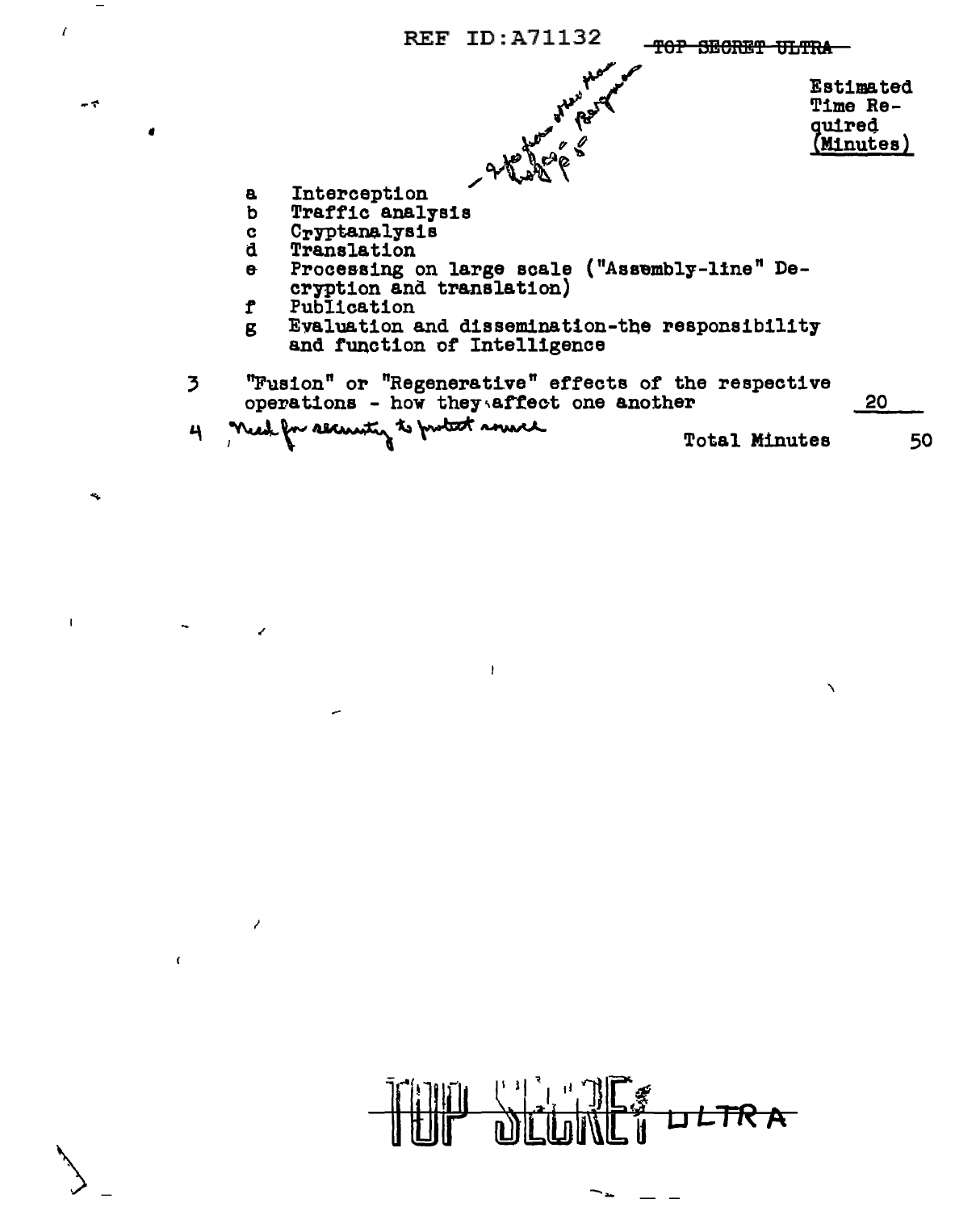REF ID:A71132 ~~TOP SECRET ULTRA~~

Estimated Time Required (Minutes)

- 2 Jap diplomatic messages - Pearl Harbor

a Interception
b Traffic analysis
c Cryptanalysis
d Translation
e Processing on large scale ("Assembly-line" Decryption and translation)
f Publication
g Evaluation and dissemination-the responsibility and function of Intelligence

3 "Fusion" or "Regenerative" effects of the respective operations - how they affect one another — 20

4 Need for security to protect source

Total Minutes — 50

~~TOP SECRET~~ ULTRA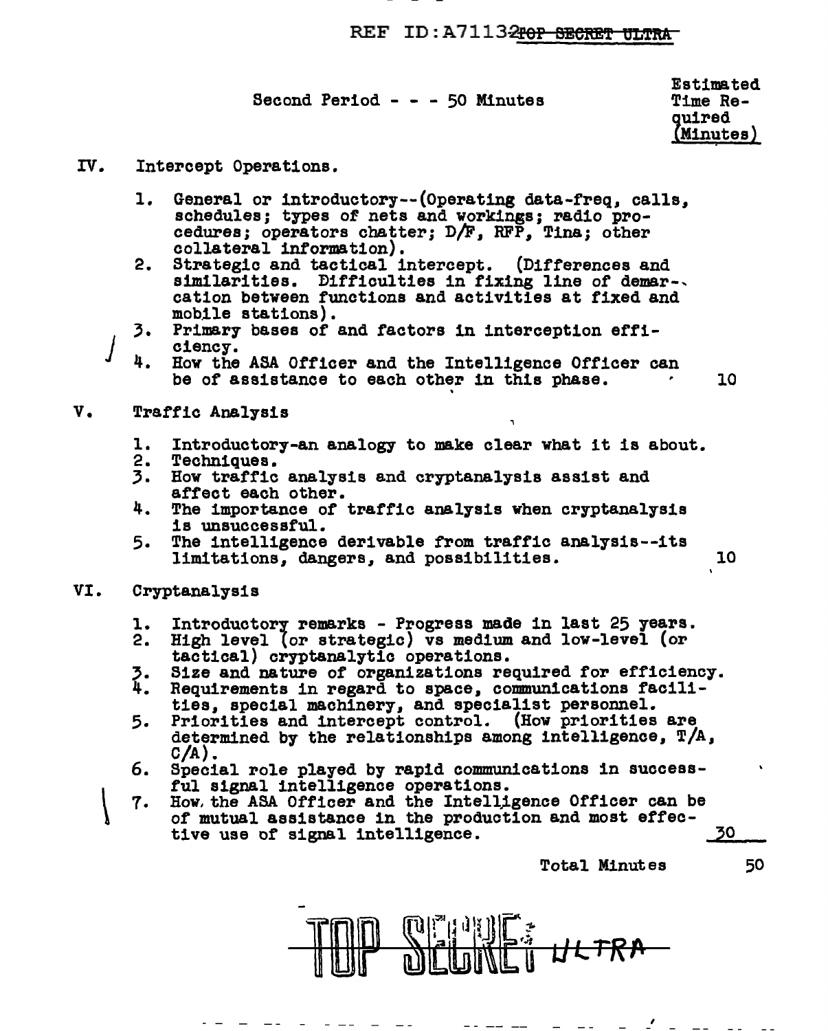Second Period - - - 50 Minutes

| | Estimated Time Required (Minutes) |
|---|---|
| **IV. Intercept Operations.** | |
| 1. General or introductory--(Operating data-freq, calls, schedules; types of nets and workings; radio procedures; operators chatter; D/F, RFP, Tina; other collateral information). | |
| 2. Strategic and tactical intercept. (Differences and similarities. Difficulties in fixing line of demarcation between functions and activities at fixed and mobile stations). | |
| 3. Primary bases of and factors in interception efficiency. | |
| 4. How the ASA Officer and the Intelligence Officer can be of assistance to each other in this phase. | 10 |
| **V. Traffic Analysis** | |
| 1. Introductory-an analogy to make clear what it is about. | |
| 2. Techniques. | |
| 3. How traffic analysis and cryptanalysis assist and affect each other. | |
| 4. The importance of traffic analysis when cryptanalysis is unsuccessful. | |
| 5. The intelligence derivable from traffic analysis--its limitations, dangers, and possibilities. | 10 |
| **VI. Cryptanalysis** | |
| 1. Introductory remarks - Progress made in last 25 years. | |
| 2. High level (or strategic) vs medium and low-level (or tactical) cryptanalytic operations. | |
| 3. Size and nature of organizations required for efficiency. | |
| 4. Requirements in regard to space, communications facilities, special machinery, and specialist personnel. | |
| 5. Priorities and intercept control. (How priorities are determined by the relationships among intelligence, T/A, C/A). | |
| 6. Special role played by rapid communications in successful signal intelligence operations. | |
| 7. How the ASA Officer and the Intelligence Officer can be of mutual assistance in the production and most effective use of signal intelligence. | 30 |
| Total Minutes | 50 |

TOP SECRET ULTRA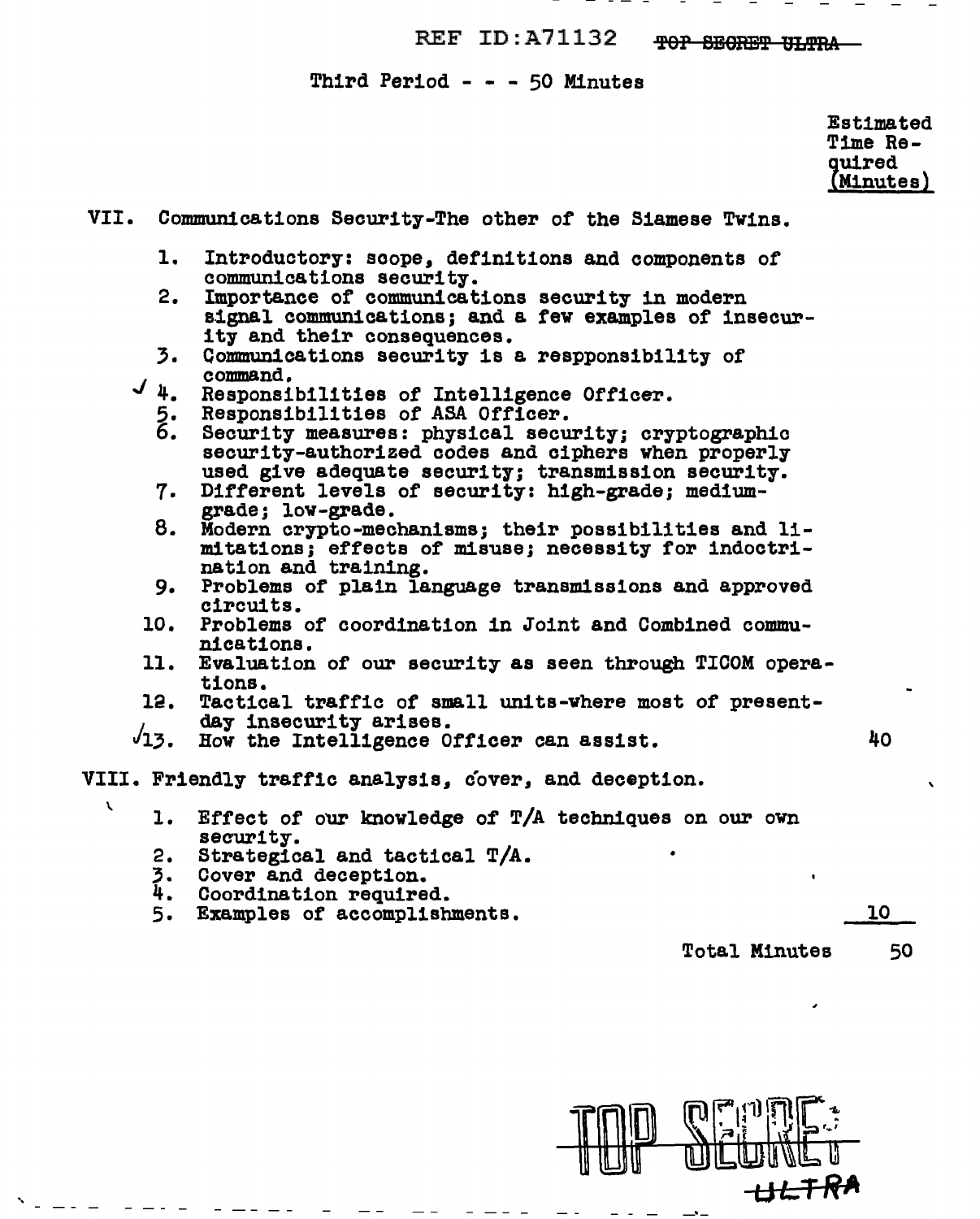Third Period - - - 50 Minutes

| | Estimated Time Required (Minutes) |
|---|---|
| **VII. Communications Security-The other of the Siamese Twins.** | |
| 1. Introductory: scope, definitions and components of communications security. | |
| 2. Importance of communications security in modern signal communications; and a few examples of insecurity and their consequences. | |
| 3. Communications security is a respponsibility of command. | |
| ✓ 4. Responsibilities of Intelligence Officer. | |
| 5. Responsibilities of ASA Officer. | |
| 6. Security measures: physical security; cryptographic security-authorized codes and ciphers when properly used give adequate security; transmission security. | |
| 7. Different levels of security: high-grade; medium-grade; low-grade. | |
| 8. Modern crypto-mechanisms; their possibilities and limitations; effects of misuse; necessity for indoctrination and training. | |
| 9. Problems of plain language transmissions and approved circuits. | |
| 10. Problems of coordination in Joint and Combined communications. | |
| 11. Evaluation of our security as seen through TICOM operations. | |
| 12. Tactical traffic of small units-where most of present-day insecurity arises. | |
| ✓ 13. How the Intelligence Officer can assist. | 40 |
| **VIII. Friendly traffic analysis, cover, and deception.** | |
| 1. Effect of our knowledge of T/A techniques on our own security. | |
| 2. Strategical and tactical T/A. | |
| 3. Cover and deception. | |
| 4. Coordination required. | |
| 5. Examples of accomplishments. | 10 |
| Total Minutes | 50 |

TOP SECRET ULTRA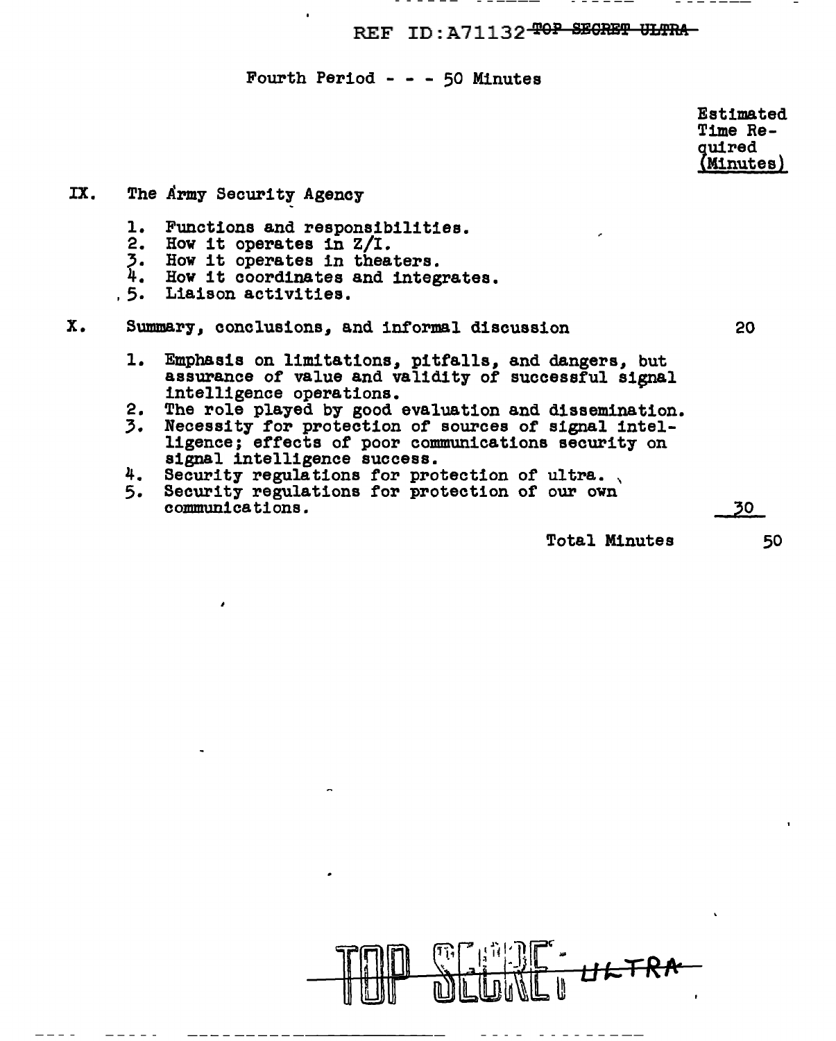Fourth Period - - - 50 Minutes

Estimated Time Required (Minutes)

IX. The Army Security Agency

1. Functions and responsibilities.
2. How it operates in Z/I.
3. How it operates in theaters.
4. How it coordinates and integrates.
5. Liaison activities.

X. Summary, conclusions, and informal discussion — 20

1. Emphasis on limitations, pitfalls, and dangers, but assurance of value and validity of successful signal intelligence operations.
2. The role played by good evaluation and dissemination.
3. Necessity for protection of sources of signal intelligence; effects of poor communications security on signal intelligence success.
4. Security regulations for protection of ultra.
5. Security regulations for protection of our own communications. — 30

Total Minutes — 50